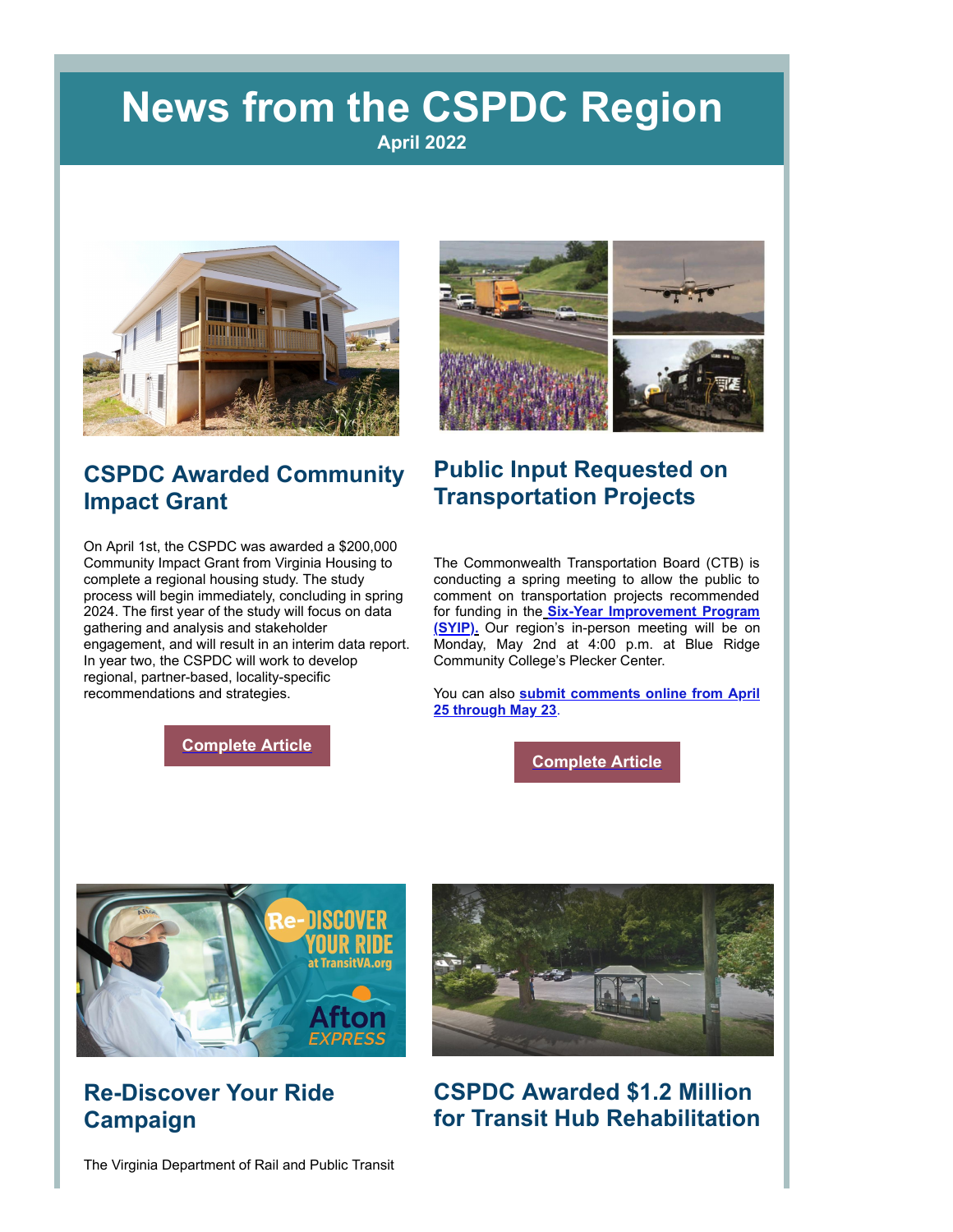# News from the CSPDC Region

**April 2022**

## CSPDC Awarded Community Impact Grant

On April 1st, the CSPDC was awarded a $200,000 Community Impact Grant from Virginia Housing to complete a regional housing study. The study process will begin immediately, concluding in spring 2024. The first year of the study will focus on data gathering and analysis and stakeholder engagement, and will result in an interim data report. In year two, the CSPDC will work to develop regional, partner-based, locality-specific recommendations and strategies.

**Complete Article**

## Public Input Requested on Transportation Projects

The Commonwealth Transportation Board (CTB) is conducting a spring meeting to allow the public to comment on transportation projects recommended for funding in the **Six-Year Improvement Program (SYIP).** Our region's in-person meeting will be on Monday, May 2nd at 4:00 p.m. at Blue Ridge Community College's Plecker Center.

You can also **submit comments online from April 25 through May 23**.

**Complete Article**

## Re-Discover Your Ride Campaign

The Virginia Department of Rail and Public Transit

## CSPDC Awarded $1.2 Million for Transit Hub Rehabilitation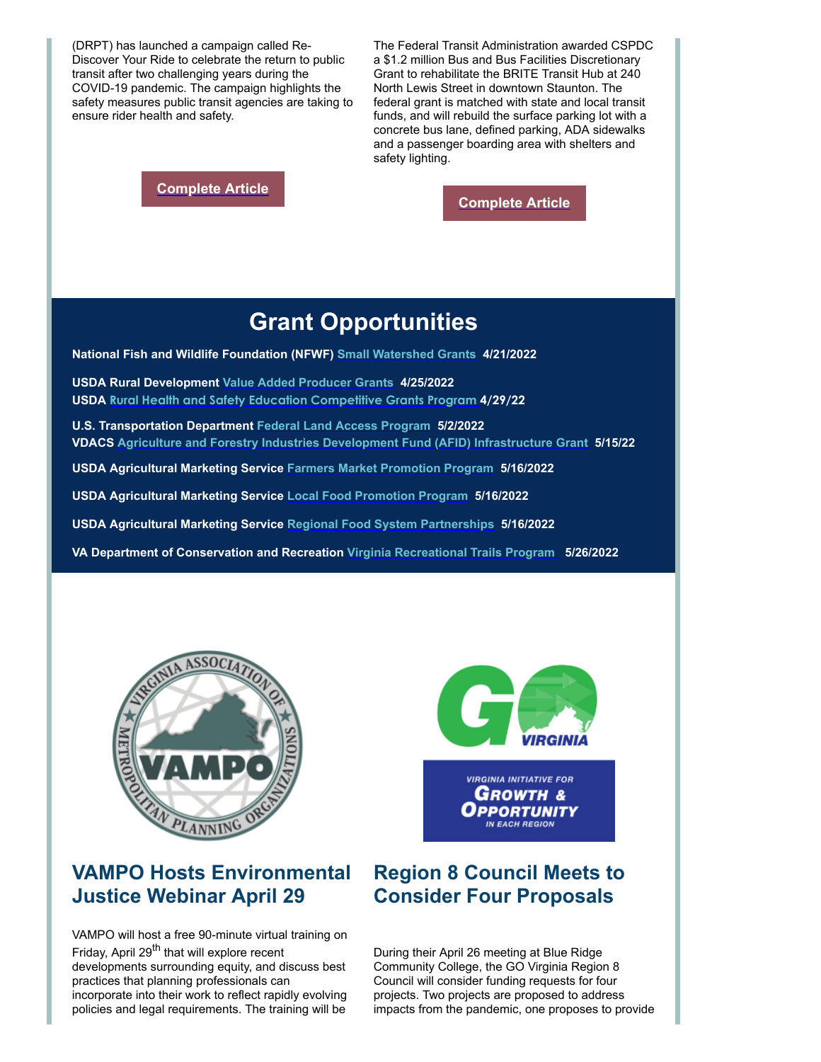(DRPT) has launched a campaign called Re-Discover Your Ride to celebrate the return to public transit after two challenging years during the COVID-19 pandemic. The campaign highlights the safety measures public transit agencies are taking to ensure rider health and safety.

**Complete Article**

The Federal Transit Administration awarded CSPDC a $1.2 million Bus and Bus Facilities Discretionary Grant to rehabilitate the BRITE Transit Hub at 240 North Lewis Street in downtown Staunton. The federal grant is matched with state and local transit funds, and will rebuild the surface parking lot with a concrete bus lane, defined parking, ADA sidewalks and a passenger boarding area with shelters and safety lighting.

**Complete Article**

# Grant Opportunities

**National Fish and Wildlife Foundation (NFWF)** Small Watershed Grants **4/21/2022**

**USDA Rural Development** Value Added Producer Grants **4/25/2022**

**USDA** Rural Health and Safety Education Competitive Grants Program **4/29/22**

**U.S. Transportation Department** Federal Land Access Program **5/2/2022**

**VDACS** Agriculture and Forestry Industries Development Fund (AFID) Infrastructure Grant **5/15/22**

**USDA Agricultural Marketing Service** Farmers Market Promotion Program **5/16/2022**

**USDA Agricultural Marketing Service** Local Food Promotion Program **5/16/2022**

**USDA Agricultural Marketing Service** Regional Food System Partnerships **5/16/2022**

**VA Department of Conservation and Recreation** Virginia Recreational Trails Program **5/26/2022**

## VAMPO Hosts Environmental Justice Webinar April 29

VAMPO will host a free 90-minute virtual training on Friday, April 29th that will explore recent developments surrounding equity, and discuss best practices that planning professionals can incorporate into their work to reflect rapidly evolving policies and legal requirements. The training will be

## Region 8 Council Meets to Consider Four Proposals

During their April 26 meeting at Blue Ridge Community College, the GO Virginia Region 8 Council will consider funding requests for four projects. Two projects are proposed to address impacts from the pandemic, one proposes to provide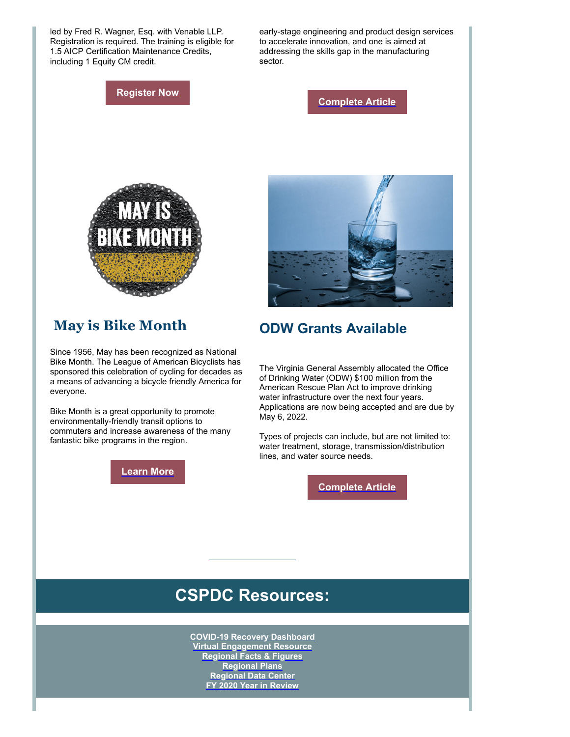led by Fred R. Wagner, Esq. with Venable LLP. Registration is required. The training is eligible for 1.5 AICP Certification Maintenance Credits, including 1 Equity CM credit.

**Register Now**

early-stage engineering and product design services to accelerate innovation, and one is aimed at addressing the skills gap in the manufacturing sector.

**Complete Article**

## May is Bike Month

Since 1956, May has been recognized as National Bike Month. The League of American Bicyclists has sponsored this celebration of cycling for decades as a means of advancing a bicycle friendly America for everyone.

Bike Month is a great opportunity to promote environmentally-friendly transit options to commuters and increase awareness of the many fantastic bike programs in the region.

**Learn More**

## ODW Grants Available

The Virginia General Assembly allocated the Office of Drinking Water (ODW) $100 million from the American Rescue Plan Act to improve drinking water infrastructure over the next four years. Applications are now being accepted and are due by May 6, 2022.

Types of projects can include, but are not limited to: water treatment, storage, transmission/distribution lines, and water source needs.

**Complete Article**

# CSPDC Resources:

**COVID-19 Recovery Dashboard**
**Virtual Engagement Resource**
**Regional Facts & Figures**
**Regional Plans**
**Regional Data Center**
**FY 2020 Year in Review**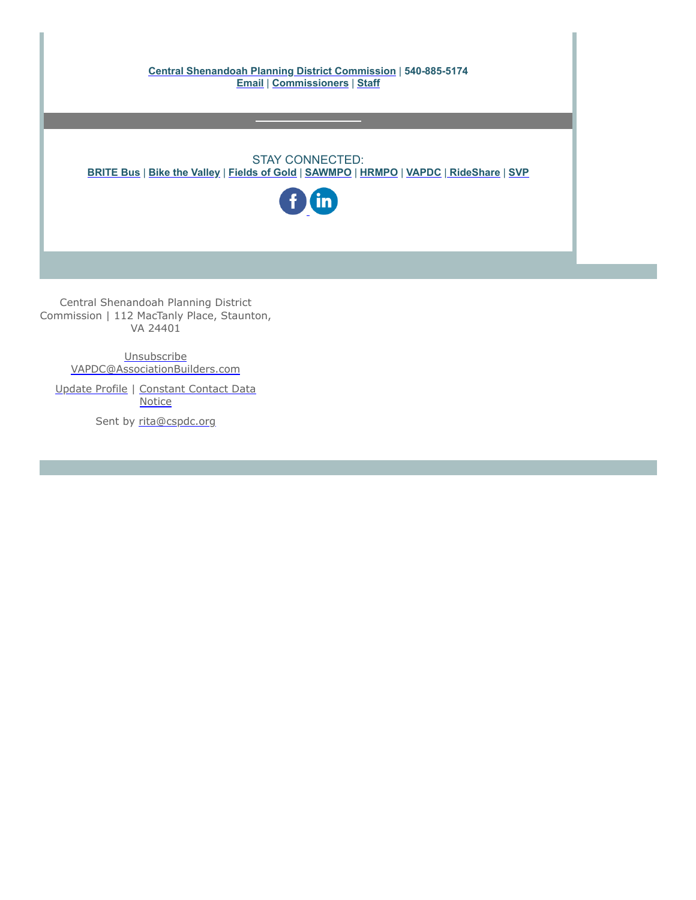**Central Shenandoah Planning District Commission** | **540-885-5174**
**Email** | **Commissioners** | **Staff**

STAY CONNECTED:
**BRITE Bus** | **Bike the Valley** | **Fields of Gold** | **SAWMPO** | **HRMPO** | **VAPDC** | **RideShare** | **SVP**

Central Shenandoah Planning District Commission | 112 MacTanly Place, Staunton, VA 24401

Unsubscribe VAPDC@AssociationBuilders.com

Update Profile | Constant Contact Data Notice

Sent by rita@cspdc.org